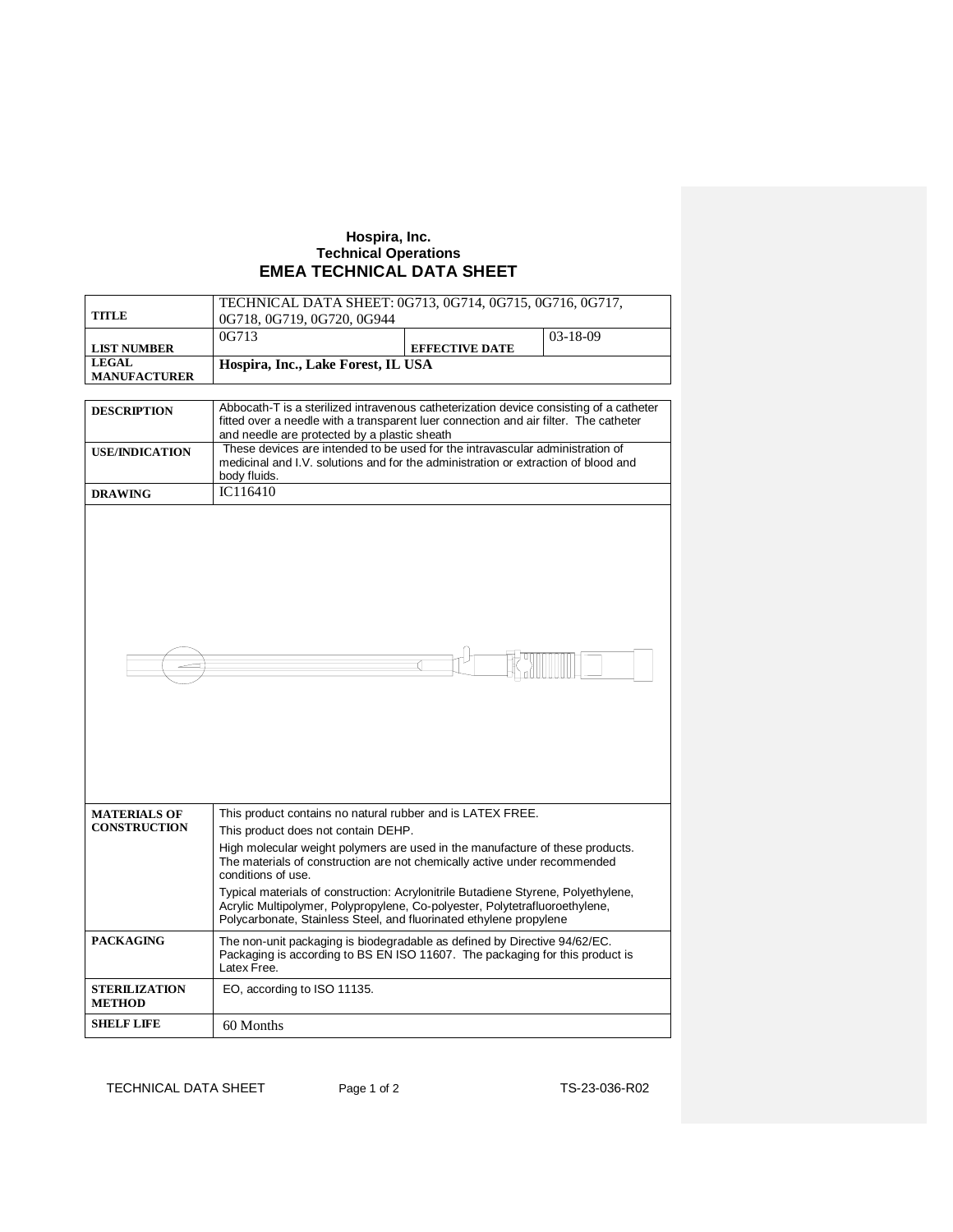**Hospira, Inc.**
**Technical Operations**

# EMEA TECHNICAL DATA SHEET

| | | | |
|---|---|---|---|
| **TITLE** | TECHNICAL DATA SHEET: 0G713, 0G714, 0G715, 0G716, 0G717, 0G718, 0G719, 0G720, 0G944 | | |
| **LIST NUMBER** | 0G713 | **EFFECTIVE DATE** | 03-18-09 |
| **LEGAL MANUFACTURER** | **Hospira, Inc., Lake Forest, IL USA** | | |

| | |
|---|---|
| **DESCRIPTION** | Abbocath-T is a sterilized intravenous catheterization device consisting of a catheter fitted over a needle with a transparent luer connection and air filter. The catheter and needle are protected by a plastic sheath |
| **USE/INDICATION** | These devices are intended to be used for the intravascular administration of medicinal and I.V. solutions and for the administration or extraction of blood and body fluids. |
| **DRAWING** | IC116410 |
| **MATERIALS OF CONSTRUCTION** | This product contains no natural rubber and is LATEX FREE.<br>This product does not contain DEHP.<br>High molecular weight polymers are used in the manufacture of these products. The materials of construction are not chemically active under recommended conditions of use.<br>Typical materials of construction: Acrylonitrile Butadiene Styrene, Polyethylene, Acrylic Multipolymer, Polypropylene, Co-polyester, Polytetrafluoroethylene, Polycarbonate, Stainless Steel, and fluorinated ethylene propylene |
| **PACKAGING** | The non-unit packaging is biodegradable as defined by Directive 94/62/EC. Packaging is according to BS EN ISO 11607. The packaging for this product is Latex Free. |
| **STERILIZATION METHOD** | EO, according to ISO 11135. |
| **SHELF LIFE** | 60 Months |

TECHNICAL DATA SHEET TS-23-036-R02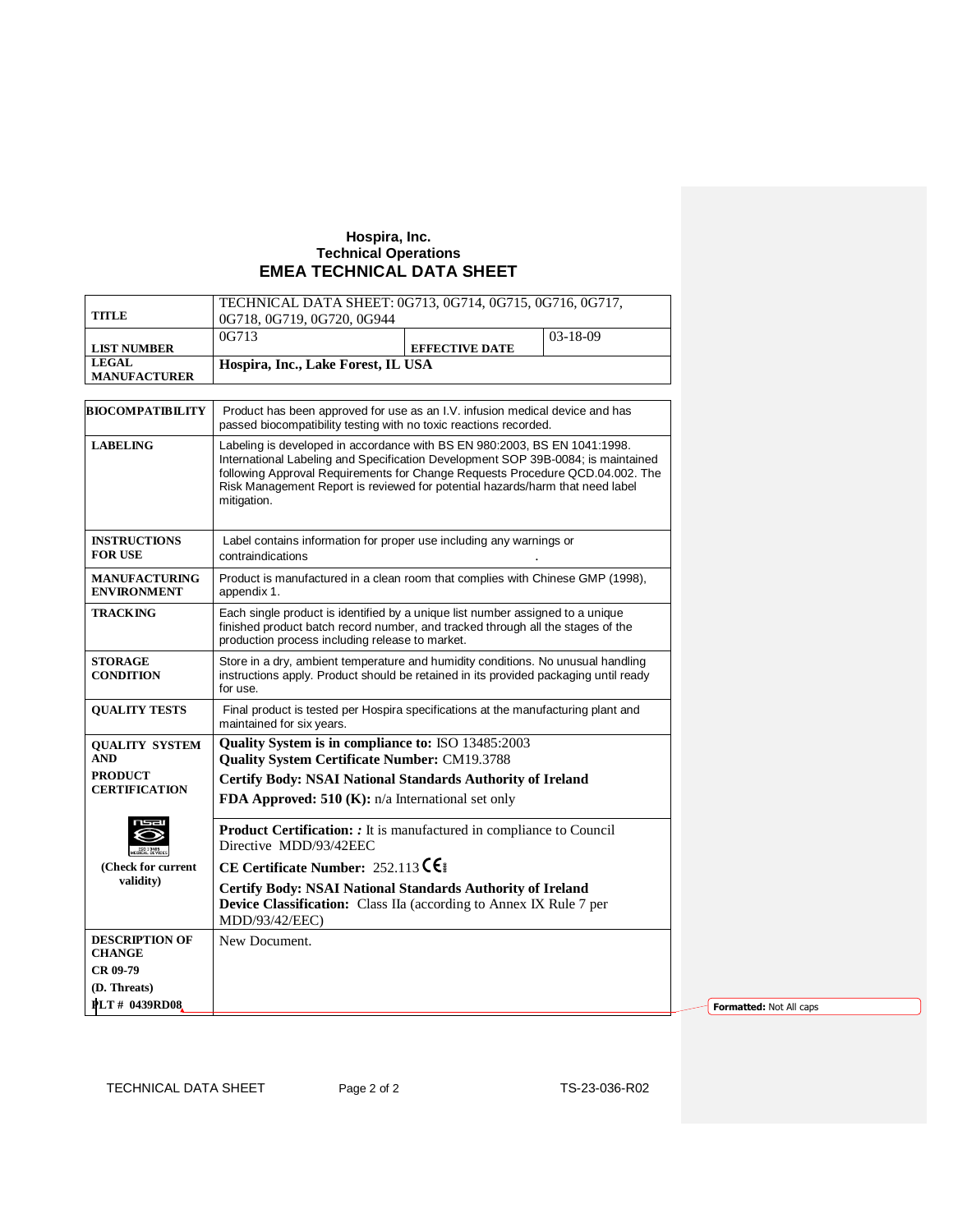**Hospira, Inc.**
**Technical Operations**
**EMEA TECHNICAL DATA SHEET**

| | | | |
|---|---|---|---|
| **TITLE** | TECHNICAL DATA SHEET: 0G713, 0G714, 0G715, 0G716, 0G717, 0G718, 0G719, 0G720, 0G944 | | |
| **LIST NUMBER** | 0G713 | **EFFECTIVE DATE** | 03-18-09 |
| **LEGAL MANUFACTURER** | **Hospira, Inc., Lake Forest, IL USA** | | |

| | |
|---|---|
| **BIOCOMPATIBILITY** | Product has been approved for use as an I.V. infusion medical device and has passed biocompatibility testing with no toxic reactions recorded. |
| **LABELING** | Labeling is developed in accordance with BS EN 980:2003, BS EN 1041:1998. International Labeling and Specification Development SOP 39B-0084; is maintained following Approval Requirements for Change Requests Procedure QCD.04.002. The Risk Management Report is reviewed for potential hazards/harm that need label mitigation. |
| **INSTRUCTIONS FOR USE** | Label contains information for proper use including any warnings or contraindications . |
| **MANUFACTURING ENVIRONMENT** | Product is manufactured in a clean room that complies with Chinese GMP (1998), appendix 1. |
| **TRACKING** | Each single product is identified by a unique list number assigned to a unique finished product batch record number, and tracked through all the stages of the production process including release to market. |
| **STORAGE CONDITION** | Store in a dry, ambient temperature and humidity conditions. No unusual handling instructions apply. Product should be retained in its provided packaging until ready for use. |
| **QUALITY TESTS** | Final product is tested per Hospira specifications at the manufacturing plant and maintained for six years. |
| **QUALITY SYSTEM AND PRODUCT CERTIFICATION** | **Quality System is in compliance to:** ISO 13485:2003<br>**Quality System Certificate Number:** CM19.3788<br>**Certify Body: NSAI National Standards Authority of Ireland**<br>**FDA Approved: 510 (K):** n/a International set only |
| **(Check for current validity)** | **Product Certification:** *:* It is manufactured in compliance to Council Directive MDD/93/42EEC<br>**CE Certificate Number:** 252.113 CE<br>**Certify Body: NSAI National Standards Authority of Ireland**<br>**Device Classification:** Class IIa (according to Annex IX Rule 7 per MDD/93/42/EEC) |
| **DESCRIPTION OF CHANGE**<br>**CR 09-79**<br>**(D. Threats)**<br>**PLT # 0439RD08** | New Document. |

Formatted: Not All caps